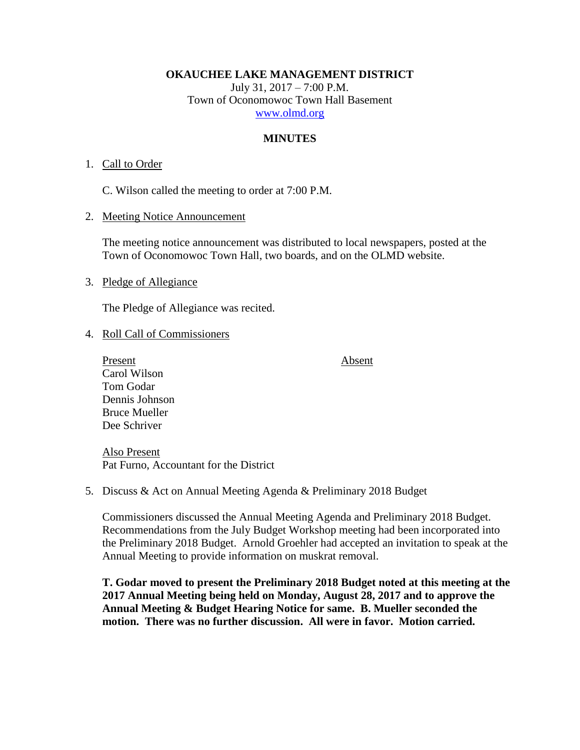**OKAUCHEE LAKE MANAGEMENT DISTRICT**

July 31, 2017 – 7:00 P.M.

Town of Oconomowoc Town Hall Basement

www.olmd.org

**MINUTES**

1. Call to Order

   C. Wilson called the meeting to order at 7:00 P.M.

2. Meeting Notice Announcement

   The meeting notice announcement was distributed to local newspapers, posted at the Town of Oconomowoc Town Hall, two boards, and on the OLMD website.

3. Pledge of Allegiance

   The Pledge of Allegiance was recited.

4. Roll Call of Commissioners

| Present | Absent |
|---|---|
| Carol Wilson | |
| Tom Godar | |
| Dennis Johnson | |
| Bruce Mueller | |
| Dee Schriver | |

   Also Present
   Pat Furno, Accountant for the District

5. Discuss & Act on Annual Meeting Agenda & Preliminary 2018 Budget

   Commissioners discussed the Annual Meeting Agenda and Preliminary 2018 Budget. Recommendations from the July Budget Workshop meeting had been incorporated into the Preliminary 2018 Budget. Arnold Groehler had accepted an invitation to speak at the Annual Meeting to provide information on muskrat removal.

   **T. Godar moved to present the Preliminary 2018 Budget noted at this meeting at the 2017 Annual Meeting being held on Monday, August 28, 2017 and to approve the Annual Meeting & Budget Hearing Notice for same. B. Mueller seconded the motion. There was no further discussion. All were in favor. Motion carried.**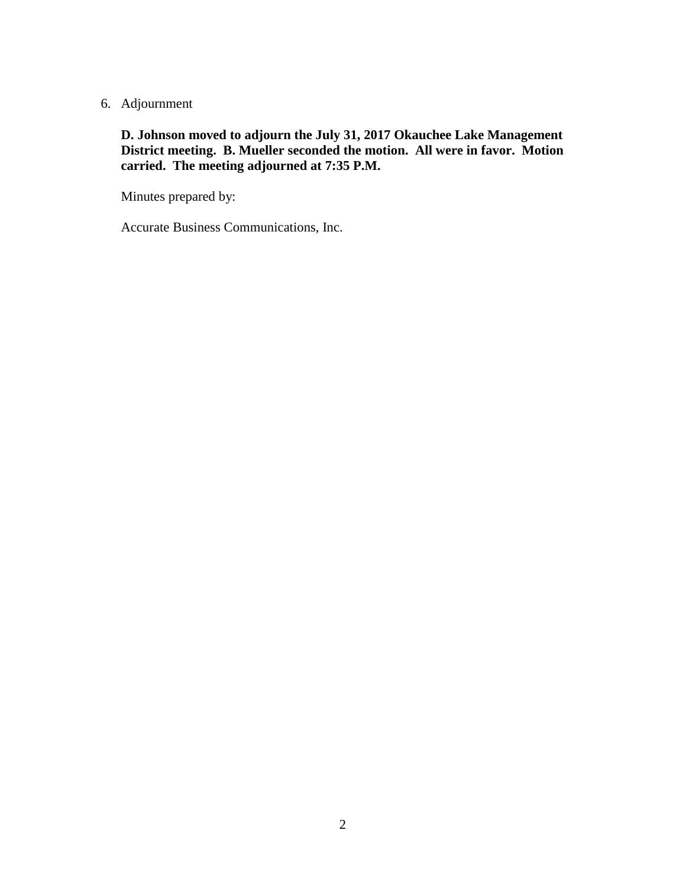6. Adjournment

   **D. Johnson moved to adjourn the July 31, 2017 Okauchee Lake Management District meeting. B. Mueller seconded the motion. All were in favor. Motion carried. The meeting adjourned at 7:35 P.M.**

   Minutes prepared by:

   Accurate Business Communications, Inc.